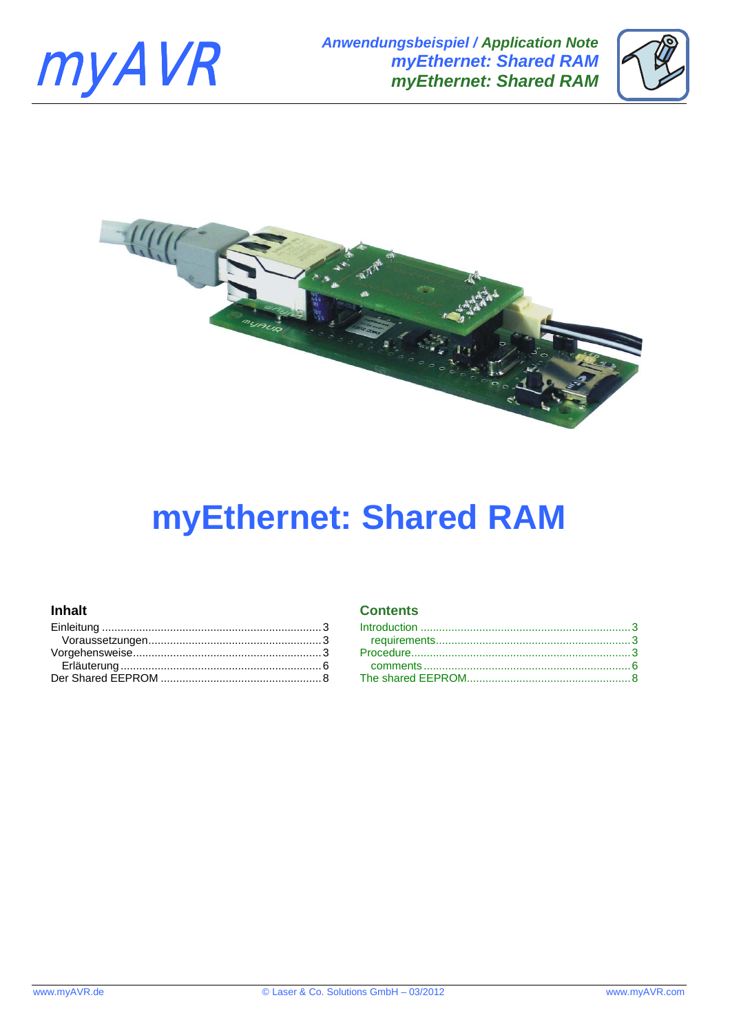myAVR

*Anwendungsbeispiel / Application Note*
*myEthernet: Shared RAM*
*myEthernet: Shared RAM*

# myEthernet: Shared RAM

### Inhalt

Einleitung ........................................................................3
Voraussetzungen..........................................................3
Vorgehensweise..............................................................3
Erläuterung..................................................................6
Der Shared EEPROM .....................................................8

### Contents

Introduction .....................................................................3
requirements.................................................................3
Procedure.........................................................................3
comments......................................................................6
The shared EEPROM.......................................................8

www.myAVR.de © Laser & Co. Solutions GmbH – 03/2012 www.myAVR.com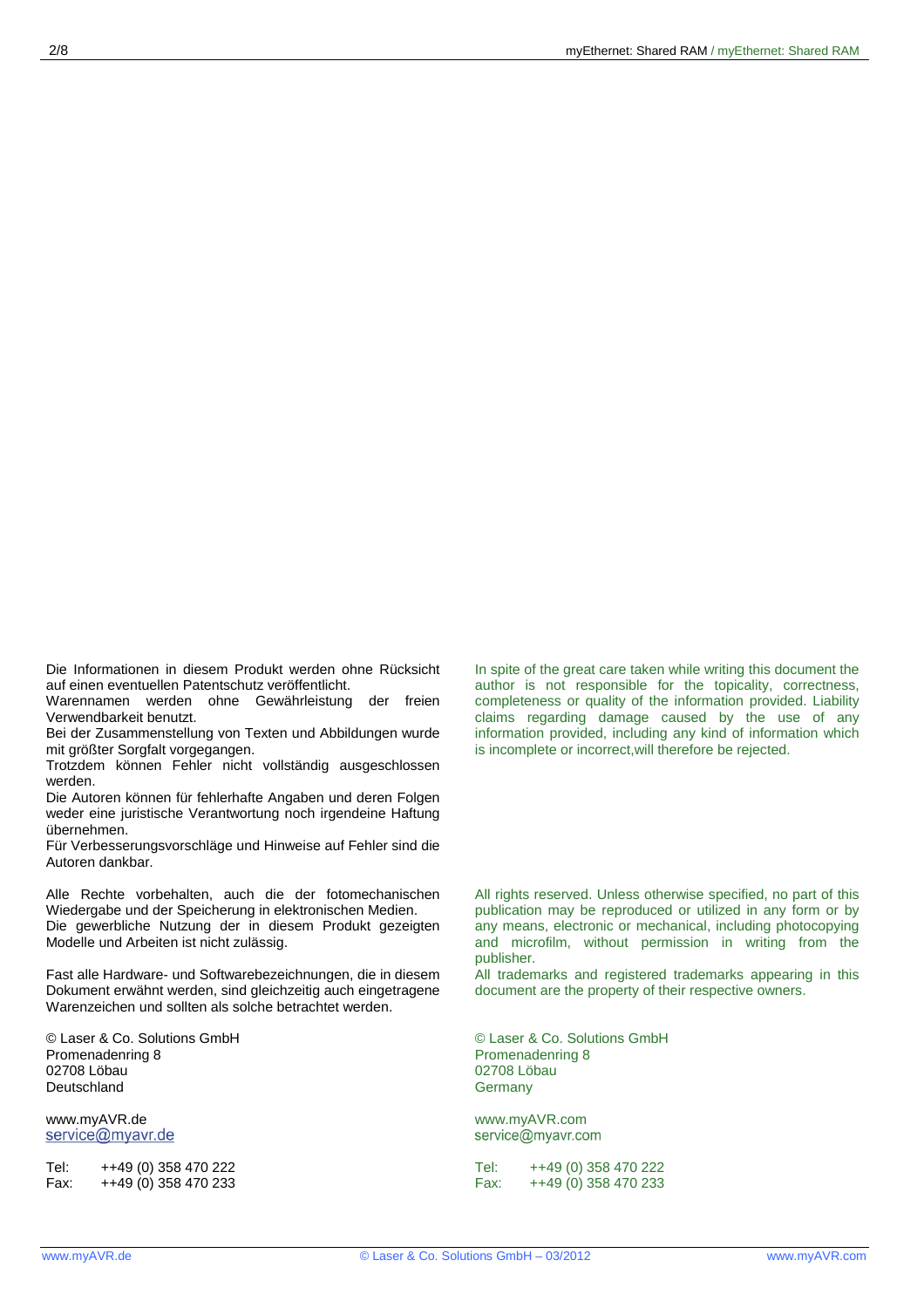Die Informationen in diesem Produkt werden ohne Rücksicht auf einen eventuellen Patentschutz veröffentlicht.
Warennamen werden ohne Gewährleistung der freien Verwendbarkeit benutzt.
Bei der Zusammenstellung von Texten und Abbildungen wurde mit größter Sorgfalt vorgegangen.
Trotzdem können Fehler nicht vollständig ausgeschlossen werden.
Die Autoren können für fehlerhafte Angaben und deren Folgen weder eine juristische Verantwortung noch irgendeine Haftung übernehmen.
Für Verbesserungsvorschläge und Hinweise auf Fehler sind die Autoren dankbar.

Alle Rechte vorbehalten, auch die der fotomechanischen Wiedergabe und der Speicherung in elektronischen Medien.
Die gewerbliche Nutzung der in diesem Produkt gezeigten Modelle und Arbeiten ist nicht zulässig.

Fast alle Hardware- und Softwarebezeichnungen, die in diesem Dokument erwähnt werden, sind gleichzeitig auch eingetragene Warenzeichen und sollten als solche betrachtet werden.

© Laser & Co. Solutions GmbH
Promenadenring 8
02708 Löbau
Deutschland

www.myAVR.de
service@myavr.de

Tel: ++49 (0) 358 470 222
Fax: ++49 (0) 358 470 233

In spite of the great care taken while writing this document the author is not responsible for the topicality, correctness, completeness or quality of the information provided. Liability claims regarding damage caused by the use of any information provided, including any kind of information which is incomplete or incorrect,will therefore be rejected.

All rights reserved. Unless otherwise specified, no part of this publication may be reproduced or utilized in any form or by any means, electronic or mechanical, including photocopying and microfilm, without permission in writing from the publisher.
All trademarks and registered trademarks appearing in this document are the property of their respective owners.

© Laser & Co. Solutions GmbH
Promenadenring 8
02708 Löbau
Germany

www.myAVR.com
service@myavr.com

Tel: ++49 (0) 358 470 222
Fax: ++49 (0) 358 470 233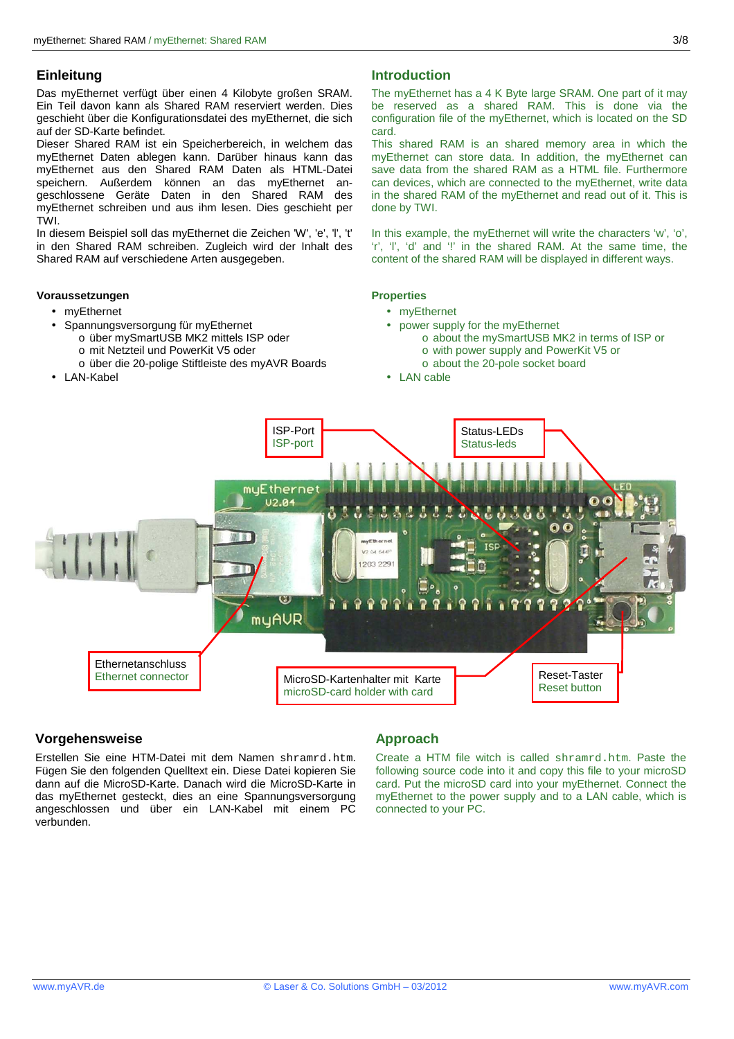## Einleitung

Das myEthernet verfügt über einen 4 Kilobyte großen SRAM. Ein Teil davon kann als Shared RAM reserviert werden. Dies geschieht über die Konfigurationsdatei des myEthernet, die sich auf der SD-Karte befindet.
Dieser Shared RAM ist ein Speicherbereich, in welchem das myEthernet Daten ablegen kann. Darüber hinaus kann das myEthernet aus den Shared RAM Daten als HTML-Datei speichern. Außerdem können an das myEthernet angeschlossene Geräte Daten in den Shared RAM des myEthernet schreiben und aus ihm lesen. Dies geschieht per TWI.
In diesem Beispiel soll das myEthernet die Zeichen 'W', 'e', 'l', 't' in den Shared RAM schreiben. Zugleich wird der Inhalt des Shared RAM auf verschiedene Arten ausgegeben.

## Introduction

The myEthernet has a 4 K Byte large SRAM. One part of it may be reserved as a shared RAM. This is done via the configuration file of the myEthernet, which is located on the SD card.
This shared RAM is an shared memory area in which the myEthernet can store data. In addition, the myEthernet can save data from the shared RAM as a HTML file. Furthermore can devices, which are connected to the myEthernet, write data in the shared RAM of the myEthernet and read out of it. This is done by TWI.

In this example, the myEthernet will write the characters 'w', 'o', 'r', 'l', 'd' and '!' in the shared RAM. At the same time, the content of the shared RAM will be displayed in different ways.

### Voraussetzungen

- myEthernet
- Spannungsversorgung für myEthernet
  - über mySmartUSB MK2 mittels ISP oder
  - mit Netzteil und PowerKit V5 oder
  - über die 20-polige Stiftleiste des myAVR Boards
- LAN-Kabel

### Properties

- myEthernet
- power supply for the myEthernet
  - about the mySmartUSB MK2 in terms of ISP or
  - with power supply and PowerKit V5 or
  - about the 20-pole socket board
- LAN cable

ISP-Port / ISP-port
Status-LEDs / Status-leds
Ethernetanschluss / Ethernet connector
MicroSD-Kartenhalter mit Karte / microSD-card holder with card
Reset-Taster / Reset button

## Vorgehensweise

Erstellen Sie eine HTM-Datei mit dem Namen `shramrd.htm`. Fügen Sie den folgenden Quelltext ein. Diese Datei kopieren Sie dann auf die MicroSD-Karte. Danach wird die MicroSD-Karte in das myEthernet gesteckt, dies an eine Spannungsversorgung angeschlossen und über ein LAN-Kabel mit einem PC verbunden.

## Approach

Create a HTM file witch is called `shramrd.htm`. Paste the following source code into it and copy this file to your microSD card. Put the microSD card into your myEthernet. Connect the myEthernet to the power supply and to a LAN cable, which is connected to your PC.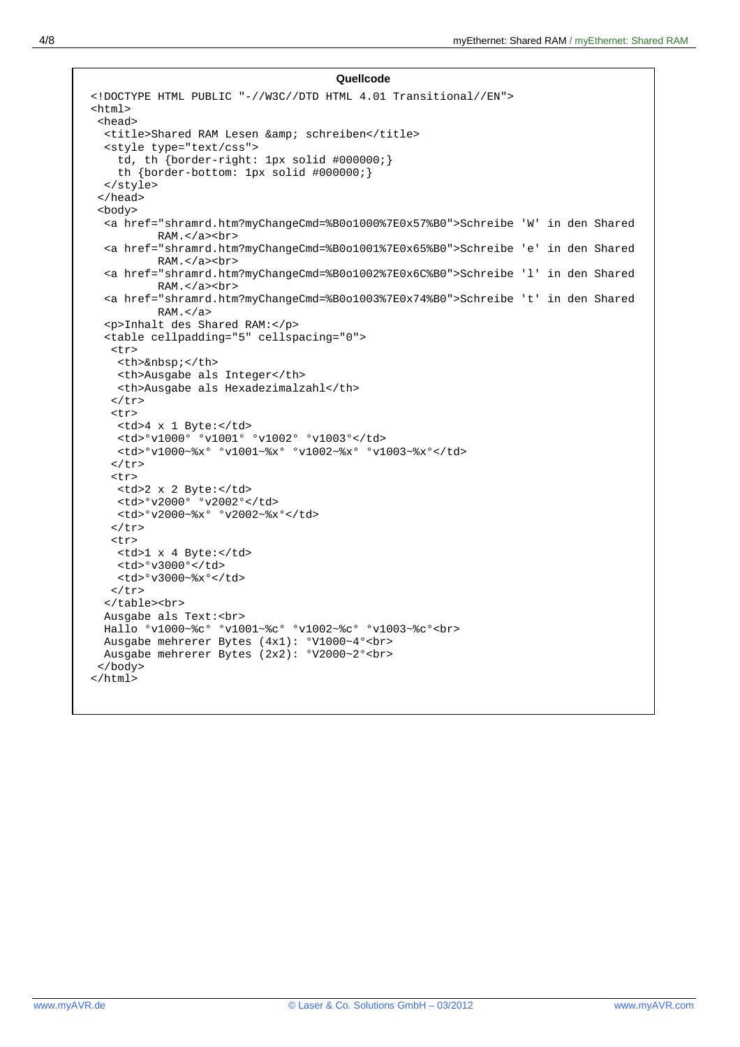**Quellcode**

```
<!DOCTYPE HTML PUBLIC "-//W3C//DTD HTML 4.01 Transitional//EN">
<html>
 <head>
  <title>Shared RAM Lesen &amp; schreiben</title>
  <style type="text/css">
    td, th {border-right: 1px solid #000000;}
    th {border-bottom: 1px solid #000000;}
  </style>
 </head>
 <body>
  <a href="shramrd.htm?myChangeCmd=%B0o1000%7E0x57%B0">Schreibe 'W' in den Shared
        RAM.</a><br>
  <a href="shramrd.htm?myChangeCmd=%B0o1001%7E0x65%B0">Schreibe 'e' in den Shared
        RAM.</a><br>
  <a href="shramrd.htm?myChangeCmd=%B0o1002%7E0x6C%B0">Schreibe 'l' in den Shared
        RAM.</a><br>
  <a href="shramrd.htm?myChangeCmd=%B0o1003%7E0x74%B0">Schreibe 't' in den Shared
        RAM.</a>
  <p>Inhalt des Shared RAM:</p>
  <table cellpadding="5" cellspacing="0">
   <tr>
    <th>&nbsp;</th>
    <th>Ausgabe als Integer</th>
    <th>Ausgabe als Hexadezimalzahl</th>
   </tr>
   <tr>
    <td>4 x 1 Byte:</td>
    <td>°v1000° °v1001° °v1002° °v1003°</td>
    <td>°v1000~%x° °v1001~%x° °v1002~%x° °v1003~%x°</td>
   </tr>
   <tr>
    <td>2 x 2 Byte:</td>
    <td>°v2000° °v2002°</td>
    <td>°v2000~%x° °v2002~%x°</td>
   </tr>
   <tr>
    <td>1 x 4 Byte:</td>
    <td>°v3000°</td>
    <td>°v3000~%x°</td>
   </tr>
  </table><br>
  Ausgabe als Text:<br>
  Hallo °v1000~%c° °v1001~%c° °v1002~%c° °v1003~%c°<br>
  Ausgabe mehrerer Bytes (4x1): °V1000~4°<br>
  Ausgabe mehrerer Bytes (2x2): °V2000~2°<br>
 </body>
</html>
```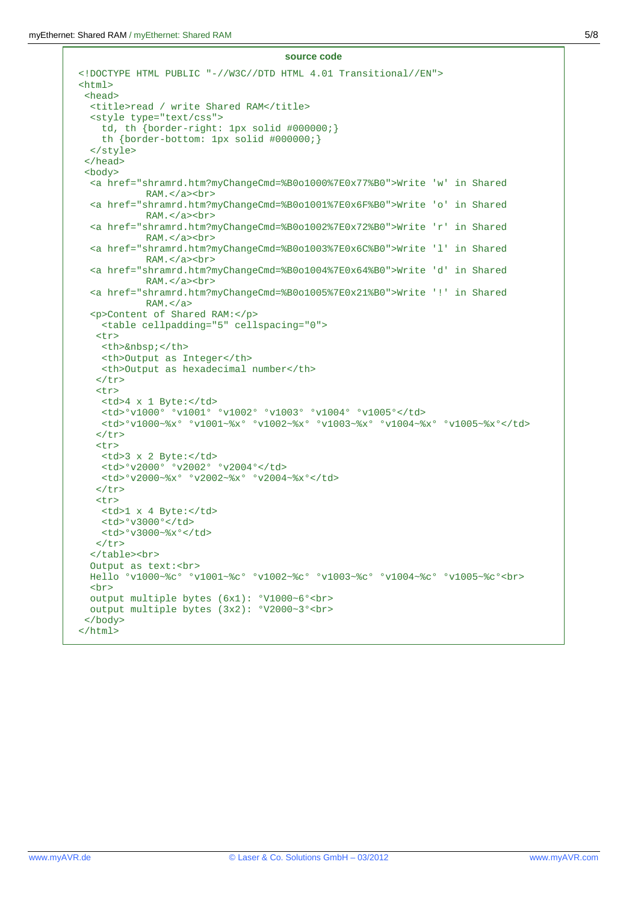**source code**

```
<!DOCTYPE HTML PUBLIC "-//W3C//DTD HTML 4.01 Transitional//EN">
<html>
 <head>
  <title>read / write Shared RAM</title>
  <style type="text/css">
    td, th {border-right: 1px solid #000000;}
    th {border-bottom: 1px solid #000000;}
  </style>
 </head>
 <body>
  <a href="shramrd.htm?myChangeCmd=%B0o1000%7E0x77%B0">Write 'w' in Shared
          RAM.</a><br>
  <a href="shramrd.htm?myChangeCmd=%B0o1001%7E0x6F%B0">Write 'o' in Shared
          RAM.</a><br>
  <a href="shramrd.htm?myChangeCmd=%B0o1002%7E0x72%B0">Write 'r' in Shared
          RAM.</a><br>
  <a href="shramrd.htm?myChangeCmd=%B0o1003%7E0x6C%B0">Write 'l' in Shared
          RAM.</a><br>
  <a href="shramrd.htm?myChangeCmd=%B0o1004%7E0x64%B0">Write 'd' in Shared
          RAM.</a><br>
  <a href="shramrd.htm?myChangeCmd=%B0o1005%7E0x21%B0">Write '!' in Shared
          RAM.</a>
  <p>Content of Shared RAM:</p>
    <table cellpadding="5" cellspacing="0">
   <tr>
    <th>&nbsp;</th>
    <th>Output as Integer</th>
    <th>Output as hexadecimal number</th>
   </tr>
   <tr>
    <td>4 x 1 Byte:</td>
    <td>°v1000° °v1001° °v1002° °v1003° °v1004° °v1005°</td>
    <td>°v1000~%x° °v1001~%x° °v1002~%x° °v1003~%x° °v1004~%x° °v1005~%x°</td>
   </tr>
   <tr>
    <td>3 x 2 Byte:</td>
    <td>°v2000° °v2002° °v2004°</td>
    <td>°v2000~%x° °v2002~%x° °v2004~%x°</td>
   </tr>
   <tr>
    <td>1 x 4 Byte:</td>
    <td>°v3000°</td>
    <td>°v3000~%x°</td>
   </tr>
  </table><br>
  Output as text:<br>
  Hello °v1000~%c° °v1001~%c° °v1002~%c° °v1003~%c° °v1004~%c° °v1005~%c°<br>
  <br>
  output multiple bytes (6x1): °V1000~6°<br>
  output multiple bytes (3x2): °V2000~3°<br>
 </body>
</html>
```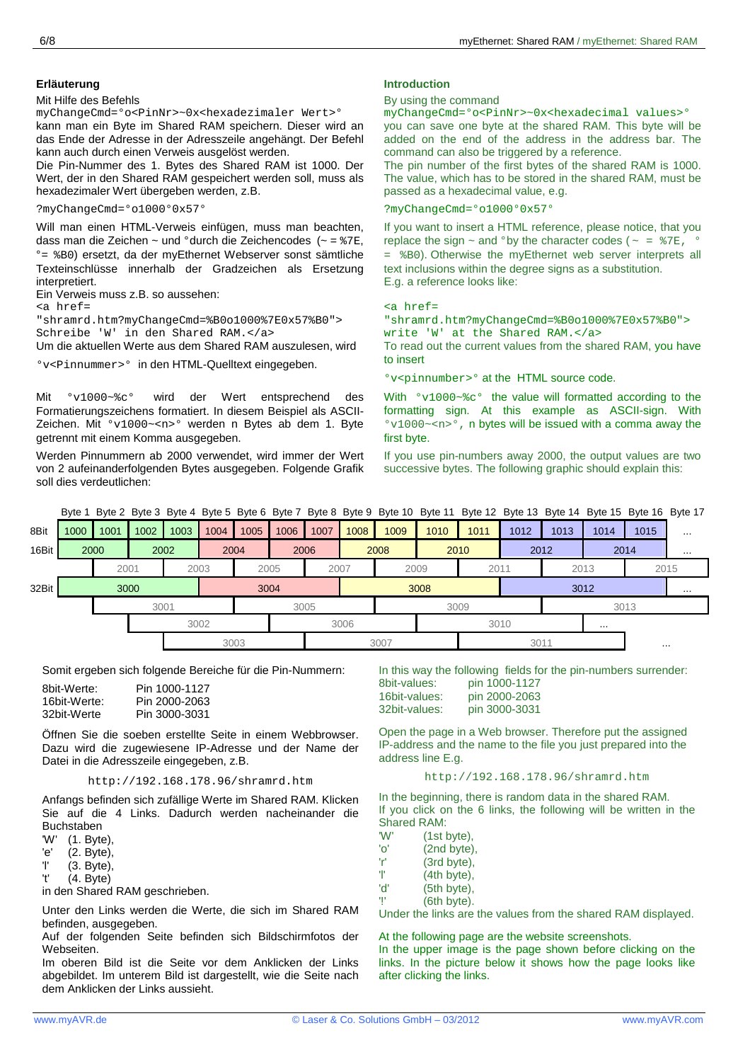## Erläuterung

Mit Hilfe des Befehls
`myChangeCmd=°o<PinNr>~0x<hexadezimaler Wert>°`
kann man ein Byte im Shared RAM speichern. Dieser wird an das Ende der Adresse in der Adresszeile angehängt. Der Befehl kann auch durch einen Verweis ausgelöst werden.
Die Pin-Nummer des 1. Bytes des Shared RAM ist 1000. Der Wert, der in den Shared RAM gespeichert werden soll, muss als hexadezimaler Wert übergeben werden, z.B.

`?myChangeCmd=°o1000°0x57°`

Will man einen HTML-Verweis einfügen, muss man beachten, dass man die Zeichen ~ und °durch die Zeichencodes (~ = %7E, °= %B0) ersetzt, da der myEthernet Webserver sonst sämtliche Texteinschlüsse innerhalb der Gradzeichen als Ersetzung interpretiert.
Ein Verweis muss z.B. so aussehen:

```
<a href=
"shramrd.htm?myChangeCmd=%B0o1000%7E0x57%B0">
Schreibe 'W' in den Shared RAM.</a>
```

Um die aktuellen Werte aus dem Shared RAM auszulesen, wird

`°v<Pinnummer>°` in den HTML-Quelltext eingegeben.

Mit `°v1000~%c°` wird der Wert entsprechend des Formatierungszeichens formatiert. In diesem Beispiel als ASCII-Zeichen. Mit `°v1000~<n>°` werden n Bytes ab dem 1. Byte getrennt mit einem Komma ausgegeben.

Werden Pinnummern ab 2000 verwendet, wird immer der Wert von 2 aufeinanderfolgenden Bytes ausgegeben. Folgende Grafik soll dies verdeutlichen:

## Introduction

By using the command
`myChangeCmd=°o<PinNr>~0x<hexadecimal values>°`
you can save one byte at the shared RAM. This byte will be added on the end of the address in the address bar. The command can also be triggered by a reference.
The pin number of the first bytes of the shared RAM is 1000. The value, which has to be stored in the shared RAM, must be passed as a hexadecimal value, e.g.

`?myChangeCmd=°o1000°0x57°`

If you want to insert a HTML reference, please notice, that you replace the sign ~ and °by the character codes ( ~ = %7E, ° = %B0). Otherwise the myEthernet web server interprets all text inclusions within the degree signs as a substitution.
E.g. a reference looks like:

```
<a href=
"shramrd.htm?myChangeCmd=%B0o1000%7E0x57%B0">
write 'W' at the Shared RAM.</a>
```

To read out the current values from the shared RAM, you have to insert

`°v<pinnumber>°` at the HTML source code.

With `°v1000~%c°` the value will formatted according to the formatting sign. At this example as ASCII-sign. With `°v1000~<n>°`, n bytes will be issued with a comma away the first byte.

If you use pin-numbers away 2000, the output values are two successive bytes. The following graphic should explain this:

| | Byte 1 | Byte 2 | Byte 3 | Byte 4 | Byte 5 | Byte 6 | Byte 7 | Byte 8 | Byte 9 | Byte 10 | Byte 11 | Byte 12 | Byte 13 | Byte 14 | Byte 15 | Byte 16 | Byte 17 |
|---|---|---|---|---|---|---|---|---|---|---|---|---|---|---|---|---|---|
| 8Bit | 1000 | 1001 | 1002 | 1003 | 1004 | 1005 | 1006 | 1007 | 1008 | 1009 | 1010 | 1011 | 1012 | 1013 | 1014 | 1015 | ... |
| 16Bit | 2000 | | 2002 | | 2004 | | 2006 | | 2008 | | 2010 | | 2012 | | 2014 | | ... |
| | | 2001 | | 2003 | | 2005 | | 2007 | | 2009 | | 2011 | | 2013 | | 2015 | |
| 32Bit | 3000 | | | | 3004 | | | | 3008 | | | | 3012 | | | | ... |
| | | 3001 | | | | 3005 | | | | 3009 | | | | 3013 | | | |
| | | | 3002 | | | | 3006 | | | | 3010 | | | | ... | | |
| | | | | 3003 | | | | 3007 | | | | 3011 | | | | ... | |

Somit ergeben sich folgende Bereiche für die Pin-Nummern:

| | |
|---|---|
| 8bit-Werte: | Pin 1000-1127 |
| 16bit-Werte: | Pin 2000-2063 |
| 32bit-Werte | Pin 3000-3031 |

Öffnen Sie die soeben erstellte Seite in einem Webbrowser. Dazu wird die zugewiesene IP-Adresse und der Name der Datei in die Adresszeile eingegeben, z.B.

`http://192.168.178.96/shramrd.htm`

Anfangs befinden sich zufällige Werte im Shared RAM. Klicken Sie auf die 4 Links. Dadurch werden nacheinander die Buchstaben

- 'W' (1. Byte),
- 'e' (2. Byte),
- 'l' (3. Byte),
- 't' (4. Byte)

in den Shared RAM geschrieben.

Unter den Links werden die Werte, die sich im Shared RAM befinden, ausgegeben.
Auf der folgenden Seite befinden sich Bildschirmfotos der Webseiten.
Im oberen Bild ist die Seite vor dem Anklicken der Links abgebildet. Im unterem Bild ist dargestellt, wie die Seite nach dem Anklicken der Links aussieht.

In this way the following fields for the pin-numbers surrender:

| | |
|---|---|
| 8bit-values: | pin 1000-1127 |
| 16bit-values: | pin 2000-2063 |
| 32bit-values: | pin 3000-3031 |

Open the page in a Web browser. Therefore put the assigned IP-address and the name to the file you just prepared into the address line E.g.

`http://192.168.178.96/shramrd.htm`

In the beginning, there is random data in the shared RAM.
If you click on the 6 links, the following will be written in the Shared RAM:

- 'W' (1st byte),
- 'o' (2nd byte),
- 'r' (3rd byte),
- 'l' (4th byte),
- 'd' (5th byte),
- '!' (6th byte).

Under the links are the values from the shared RAM displayed.

At the following page are the website screenshots.
In the upper image is the page shown before clicking on the links. In the picture below it shows how the page looks like after clicking the links.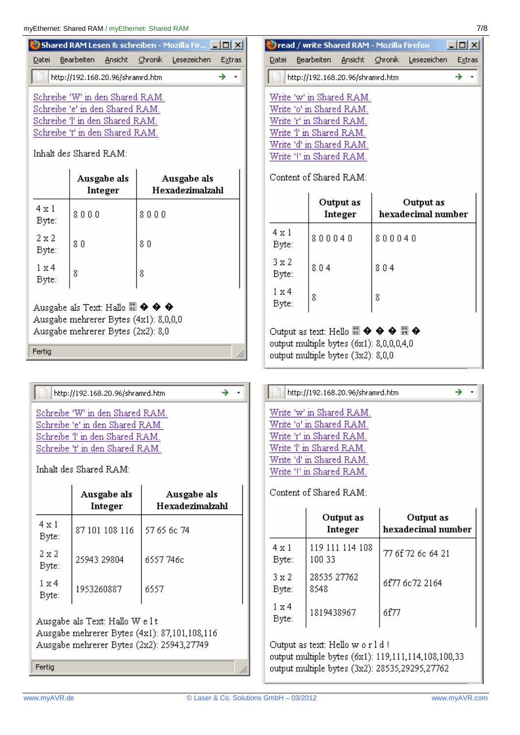**Shared RAM Lesen & schreiben - Mozilla Firefox**

Datei Bearbeiten Ansicht Chronik Lesezeichen Extras

http://192.168.20.96/shramrd.htm

Schreibe 'W' in den Shared RAM.
Schreibe 'e' in den Shared RAM.
Schreibe 'l' in den Shared RAM.
Schreibe 't' in den Shared RAM.

Inhalt des Shared RAM:

| | Ausgabe als Integer | Ausgabe als Hexadezimalzahl |
|---|---|---|
| 4 x 1 Byte: | 8 0 0 0 | 8 0 0 0 |
| 2 x 2 Byte: | 8 0 | 8 0 |
| 1 x 4 Byte: | 8 | 8 |

Ausgabe als Text: Hallo � � � �
Ausgabe mehrerer Bytes (4x1): 8,0,0,0
Ausgabe mehrerer Bytes (2x2): 8,0

Fertig

**read / write Shared RAM - Mozilla Firefox**

Datei Bearbeiten Ansicht Chronik Lesezeichen Extras

http://192.168.20.96/shramrd.htm

Write 'w' in Shared RAM.
Write 'o' in Shared RAM.
Write 'r' in Shared RAM.
Write 'l' in Shared RAM.
Write 'd' in Shared RAM.
Write '!' in Shared RAM.

Content of Shared RAM:

| | Output as Integer | Output as hexadecimal number |
|---|---|---|
| 4 x 1 Byte: | 8 0 0 0 4 0 | 8 0 0 0 4 0 |
| 3 x 2 Byte: | 8 0 4 | 8 0 4 |
| 1 x 4 Byte: | 8 | 8 |

Output as text: Hello � � � � � �
output multiple bytes (6x1): 8,0,0,0,4,0
output multiple bytes (3x2): 8,0,0

---

http://192.168.20.96/shramrd.htm

Schreibe 'W' in den Shared RAM.
Schreibe 'e' in den Shared RAM.
Schreibe 'l' in den Shared RAM.
Schreibe 't' in den Shared RAM.

Inhalt des Shared RAM:

| | Ausgabe als Integer | Ausgabe als Hexadezimalzahl |
|---|---|---|
| 4 x 1 Byte: | 87 101 108 116 | 57 65 6c 74 |
| 2 x 2 Byte: | 25943 29804 | 6557 746c |
| 1 x 4 Byte: | 1953260887 | 6557 |

Ausgabe als Text: Hallo W e l t
Ausgabe mehrerer Bytes (4x1): 87,101,108,116
Ausgabe mehrerer Bytes (2x2): 25943,27749

Fertig

http://192.168.20.96/shramrd.htm

Write 'w' in Shared RAM.
Write 'o' in Shared RAM.
Write 'r' in Shared RAM.
Write 'l' in Shared RAM.
Write 'd' in Shared RAM.
Write '!' in Shared RAM.

Content of Shared RAM:

| | Output as Integer | Output as hexadecimal number |
|---|---|---|
| 4 x 1 Byte: | 119 111 114 108 100 33 | 77 6f 72 6c 64 21 |
| 3 x 2 Byte: | 28535 27762 8548 | 6f77 6c72 2164 |
| 1 x 4 Byte: | 1819438967 | 6f77 |

Output as text: Hello w o r l d !
output multiple bytes (6x1): 119,111,114,108,100,33
output multiple bytes (3x2): 28535,29295,27762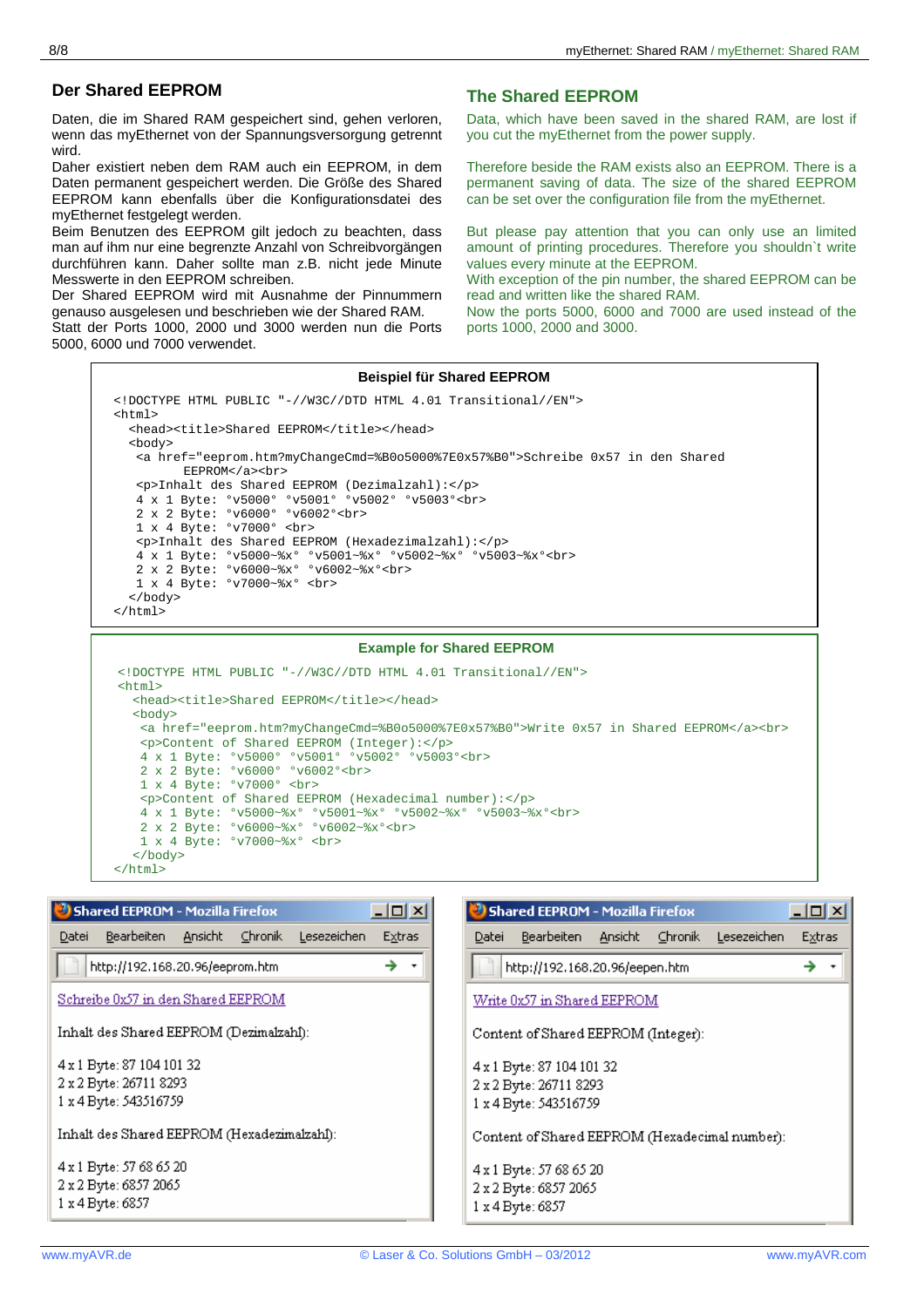## Der Shared EEPROM

Daten, die im Shared RAM gespeichert sind, gehen verloren, wenn das myEthernet von der Spannungsversorgung getrennt wird.

Daher existiert neben dem RAM auch ein EEPROM, in dem Daten permanent gespeichert werden. Die Größe des Shared EEPROM kann ebenfalls über die Konfigurationsdatei des myEthernet festgelegt werden.

Beim Benutzen des EEPROM gilt jedoch zu beachten, dass man auf ihm nur eine begrenzte Anzahl von Schreibvorgängen durchführen kann. Daher sollte man z.B. nicht jede Minute Messwerte in den EEPROM schreiben.

Der Shared EEPROM wird mit Ausnahme der Pinnummern genauso ausgelesen und beschrieben wie der Shared RAM.

Statt der Ports 1000, 2000 und 3000 werden nun die Ports 5000, 6000 und 7000 verwendet.

## The Shared EEPROM

Data, which have been saved in the shared RAM, are lost if you cut the myEthernet from the power supply.

Therefore beside the RAM exists also an EEPROM. There is a permanent saving of data. The size of the shared EEPROM can be set over the configuration file from the myEthernet.

But please pay attention that you can only use an limited amount of printing procedures. Therefore you shouldn`t write values every minute at the EEPROM.

With exception of the pin number, the shared EEPROM can be read and written like the shared RAM.

Now the ports 5000, 6000 and 7000 are used instead of the ports 1000, 2000 and 3000.

**Beispiel für Shared EEPROM**

```
<!DOCTYPE HTML PUBLIC "-//W3C//DTD HTML 4.01 Transitional//EN">
<html>
  <head><title>Shared EEPROM</title></head>
  <body>
   <a href="eeprom.htm?myChangeCmd=%B0o5000%7E0x57%B0">Schreibe 0x57 in den Shared
          EEPROM</a><br>
   <p>Inhalt des Shared EEPROM (Dezimalzahl):</p>
   4 x 1 Byte: °v5000° °v5001° °v5002° °v5003°<br>
   2 x 2 Byte: °v6000° °v6002°<br>
   1 x 4 Byte: °v7000° <br>
   <p>Inhalt des Shared EEPROM (Hexadezimalzahl):</p>
   4 x 1 Byte: °v5000~%x° °v5001~%x° °v5002~%x° °v5003~%x°<br>
   2 x 2 Byte: °v6000~%x° °v6002~%x°<br>
   1 x 4 Byte: °v7000~%x° <br>
  </body>
</html>
```

**Example for Shared EEPROM**

```
<!DOCTYPE HTML PUBLIC "-//W3C//DTD HTML 4.01 Transitional//EN">
<html>
  <head><title>Shared EEPROM</title></head>
  <body>
   <a href="eeprom.htm?myChangeCmd=%B0o5000%7E0x57%B0">Write 0x57 in Shared EEPROM</a><br>
   <p>Content of Shared EEPROM (Integer):</p>
   4 x 1 Byte: °v5000° °v5001° °v5002° °v5003°<br>
   2 x 2 Byte: °v6000° °v6002°<br>
   1 x 4 Byte: °v7000° <br>
   <p>Content of Shared EEPROM (Hexadecimal number):</p>
   4 x 1 Byte: °v5000~%x° °v5001~%x° °v5002~%x° °v5003~%x°<br>
   2 x 2 Byte: °v6000~%x° °v6002~%x°<br>
   1 x 4 Byte: °v7000~%x° <br>
  </body>
</html>
```

Shared EEPROM - Mozilla Firefox

Datei Bearbeiten Ansicht Chronik Lesezeichen Extras

http://192.168.20.96/eeprom.htm

Schreibe 0x57 in den Shared EEPROM

Inhalt des Shared EEPROM (Dezimalzahl):

4 x 1 Byte: 87 104 101 32
2 x 2 Byte: 26711 8293
1 x 4 Byte: 543516759

Inhalt des Shared EEPROM (Hexadezimalzahl):

4 x 1 Byte: 57 68 65 20
2 x 2 Byte: 6857 2065
1 x 4 Byte: 6857

Shared EEPROM - Mozilla Firefox

Datei Bearbeiten Ansicht Chronik Lesezeichen Extras

http://192.168.20.96/eepen.htm

Write 0x57 in Shared EEPROM

Content of Shared EEPROM (Integer):

4 x 1 Byte: 87 104 101 32
2 x 2 Byte: 26711 8293
1 x 4 Byte: 543516759

Content of Shared EEPROM (Hexadecimal number):

4 x 1 Byte: 57 68 65 20
2 x 2 Byte: 6857 2065
1 x 4 Byte: 6857